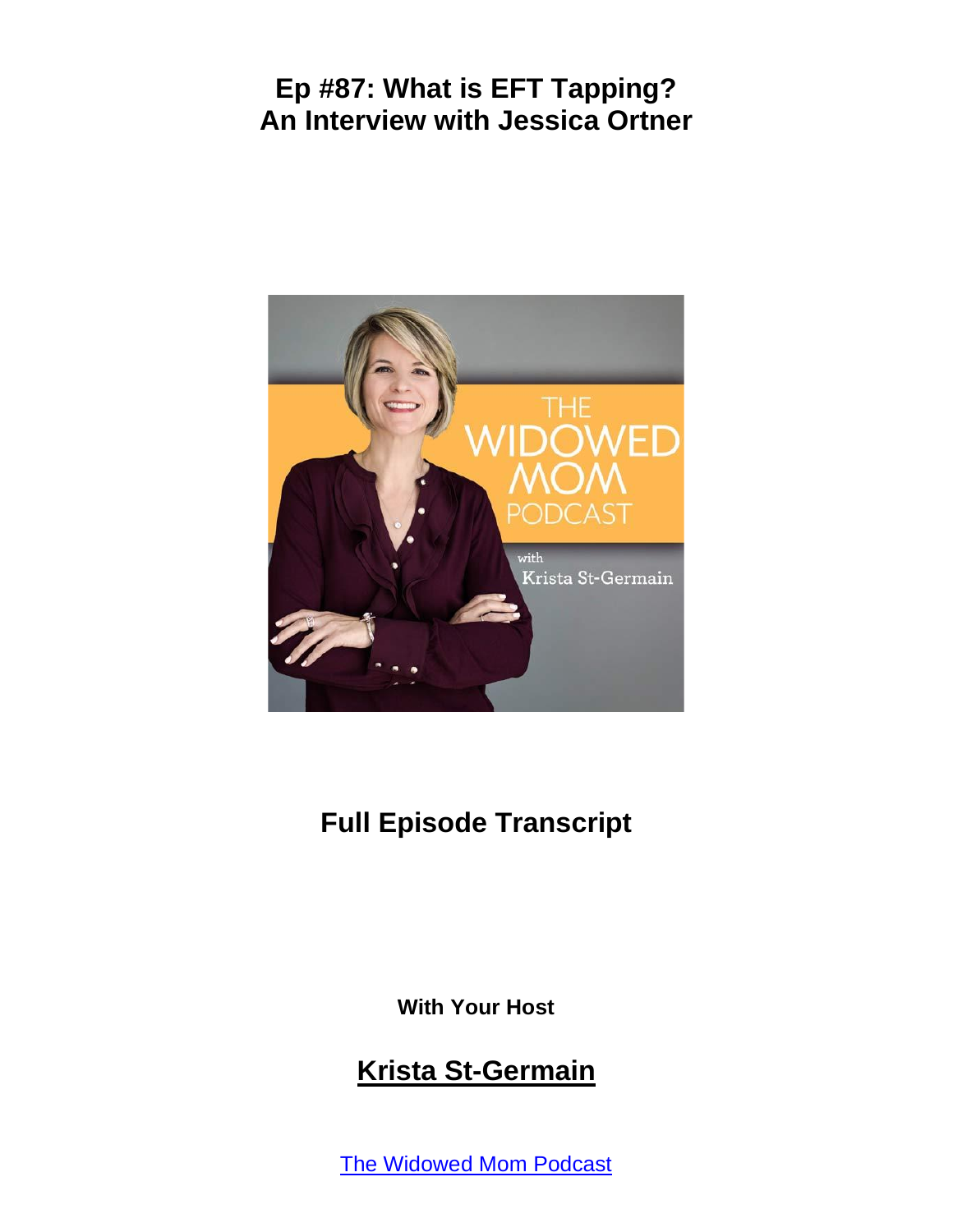# Ep #87: What is EFT Tapping? An Interview with Jessica Ortner

## Full Episode Transcript

**With Your Host**

## Krista St-Germain

The Widowed Mom Podcast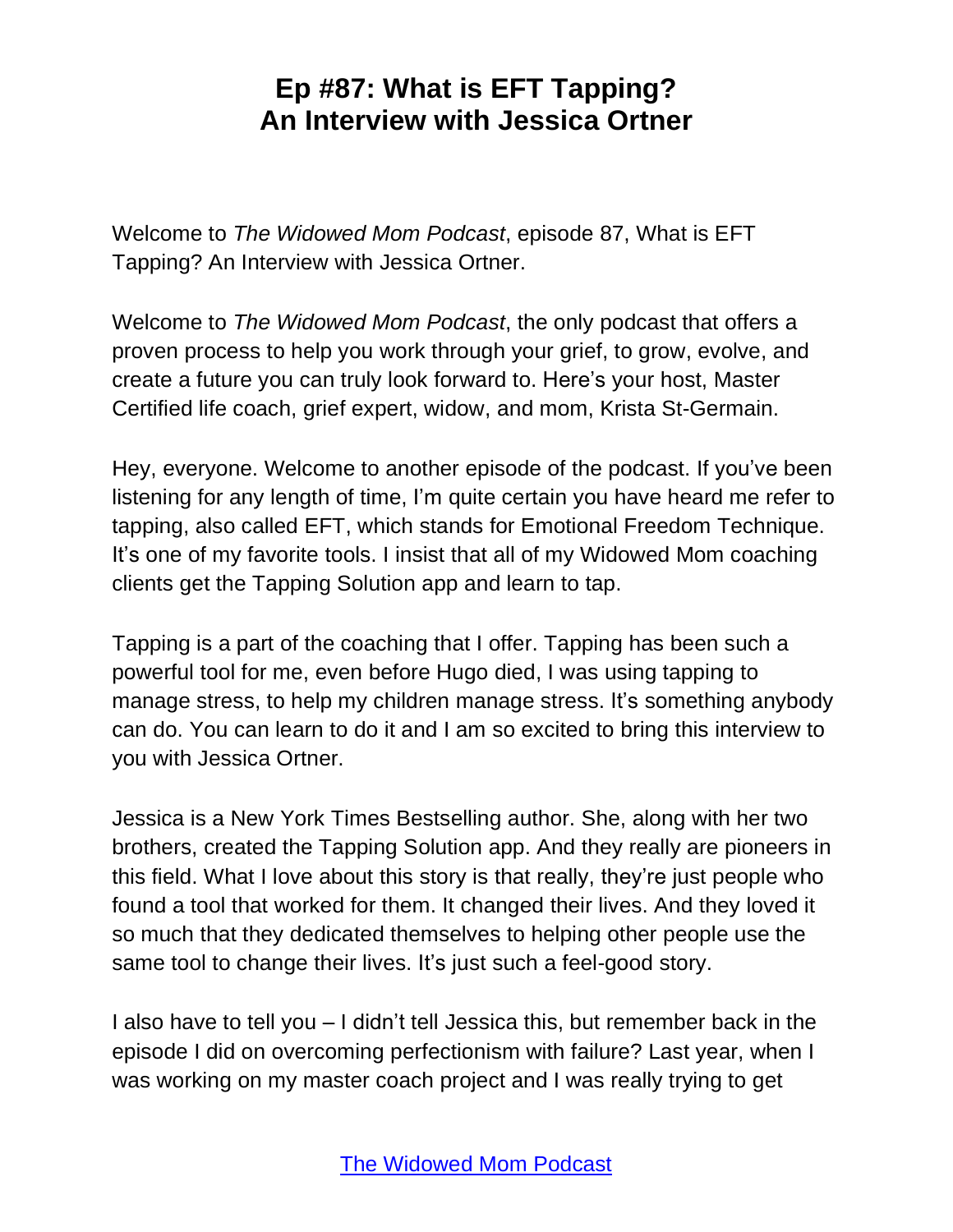# Ep #87: What is EFT Tapping? An Interview with Jessica Ortner

Welcome to *The Widowed Mom Podcast*, episode 87, What is EFT Tapping? An Interview with Jessica Ortner.

Welcome to *The Widowed Mom Podcast*, the only podcast that offers a proven process to help you work through your grief, to grow, evolve, and create a future you can truly look forward to. Here's your host, Master Certified life coach, grief expert, widow, and mom, Krista St-Germain.

Hey, everyone. Welcome to another episode of the podcast. If you've been listening for any length of time, I'm quite certain you have heard me refer to tapping, also called EFT, which stands for Emotional Freedom Technique. It's one of my favorite tools. I insist that all of my Widowed Mom coaching clients get the Tapping Solution app and learn to tap.

Tapping is a part of the coaching that I offer. Tapping has been such a powerful tool for me, even before Hugo died, I was using tapping to manage stress, to help my children manage stress. It's something anybody can do. You can learn to do it and I am so excited to bring this interview to you with Jessica Ortner.

Jessica is a New York Times Bestselling author. She, along with her two brothers, created the Tapping Solution app. And they really are pioneers in this field. What I love about this story is that really, they're just people who found a tool that worked for them. It changed their lives. And they loved it so much that they dedicated themselves to helping other people use the same tool to change their lives. It's just such a feel-good story.

I also have to tell you – I didn't tell Jessica this, but remember back in the episode I did on overcoming perfectionism with failure? Last year, when I was working on my master coach project and I was really trying to get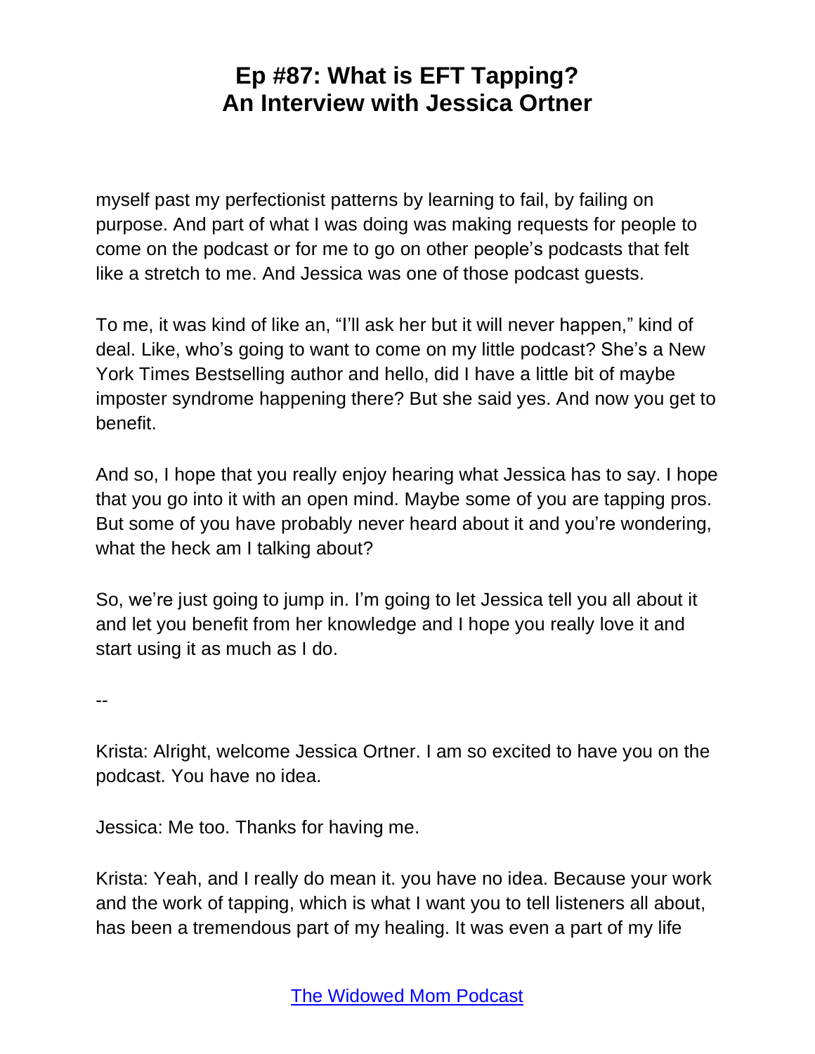myself past my perfectionist patterns by learning to fail, by failing on purpose. And part of what I was doing was making requests for people to come on the podcast or for me to go on other people's podcasts that felt like a stretch to me. And Jessica was one of those podcast guests.

To me, it was kind of like an, "I'll ask her but it will never happen," kind of deal. Like, who's going to want to come on my little podcast? She's a New York Times Bestselling author and hello, did I have a little bit of maybe imposter syndrome happening there? But she said yes. And now you get to benefit.

And so, I hope that you really enjoy hearing what Jessica has to say. I hope that you go into it with an open mind. Maybe some of you are tapping pros. But some of you have probably never heard about it and you're wondering, what the heck am I talking about?

So, we're just going to jump in. I'm going to let Jessica tell you all about it and let you benefit from her knowledge and I hope you really love it and start using it as much as I do.

--

Krista: Alright, welcome Jessica Ortner. I am so excited to have you on the podcast. You have no idea.

Jessica: Me too. Thanks for having me.

Krista: Yeah, and I really do mean it. you have no idea. Because your work and the work of tapping, which is what I want you to tell listeners all about, has been a tremendous part of my healing. It was even a part of my life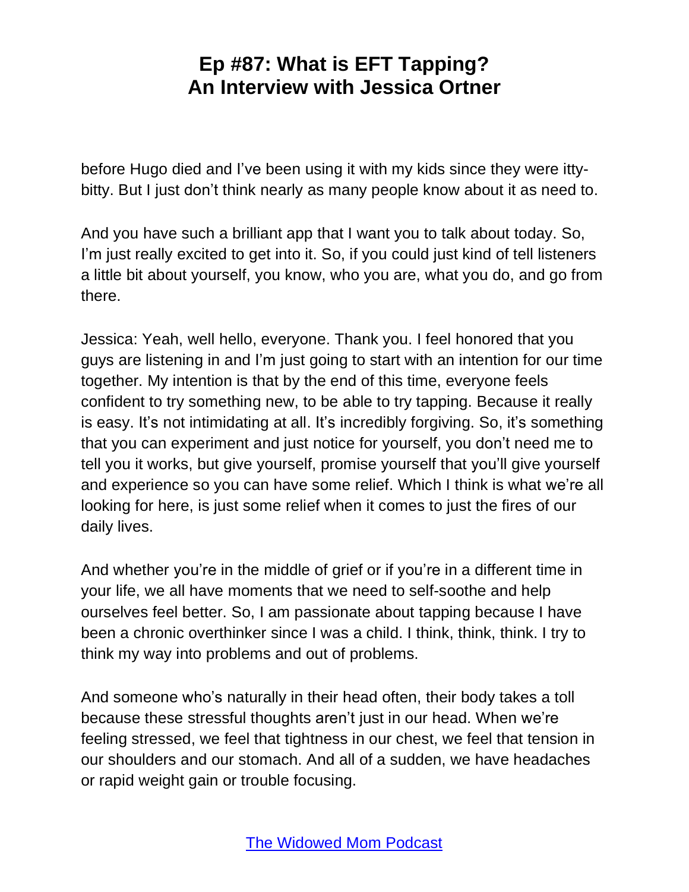before Hugo died and I've been using it with my kids since they were itty-bitty. But I just don't think nearly as many people know about it as need to.

And you have such a brilliant app that I want you to talk about today. So, I'm just really excited to get into it. So, if you could just kind of tell listeners a little bit about yourself, you know, who you are, what you do, and go from there.

Jessica: Yeah, well hello, everyone. Thank you. I feel honored that you guys are listening in and I'm just going to start with an intention for our time together. My intention is that by the end of this time, everyone feels confident to try something new, to be able to try tapping. Because it really is easy. It's not intimidating at all. It's incredibly forgiving. So, it's something that you can experiment and just notice for yourself, you don't need me to tell you it works, but give yourself, promise yourself that you'll give yourself and experience so you can have some relief. Which I think is what we're all looking for here, is just some relief when it comes to just the fires of our daily lives.

And whether you're in the middle of grief or if you're in a different time in your life, we all have moments that we need to self-soothe and help ourselves feel better. So, I am passionate about tapping because I have been a chronic overthinker since I was a child. I think, think, think. I try to think my way into problems and out of problems.

And someone who's naturally in their head often, their body takes a toll because these stressful thoughts aren't just in our head. When we're feeling stressed, we feel that tightness in our chest, we feel that tension in our shoulders and our stomach. And all of a sudden, we have headaches or rapid weight gain or trouble focusing.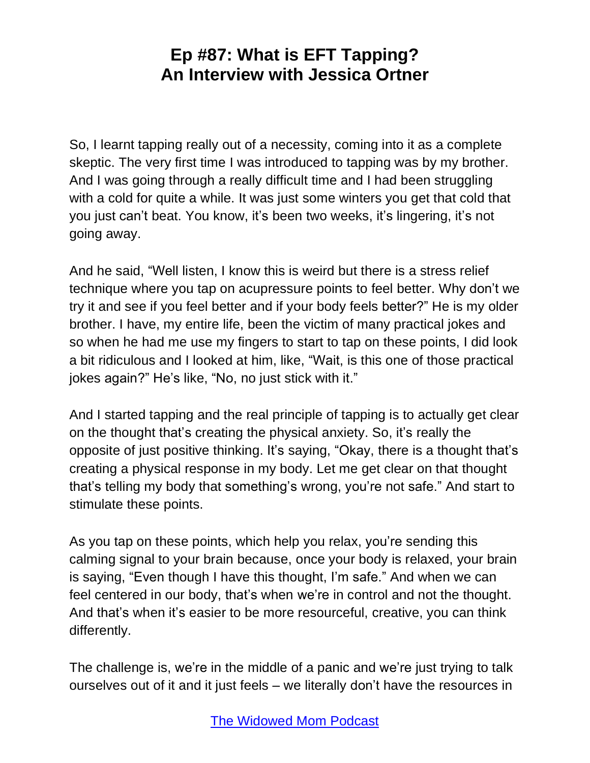So, I learnt tapping really out of a necessity, coming into it as a complete skeptic. The very first time I was introduced to tapping was by my brother. And I was going through a really difficult time and I had been struggling with a cold for quite a while. It was just some winters you get that cold that you just can't beat. You know, it's been two weeks, it's lingering, it's not going away.

And he said, "Well listen, I know this is weird but there is a stress relief technique where you tap on acupressure points to feel better. Why don't we try it and see if you feel better and if your body feels better?" He is my older brother. I have, my entire life, been the victim of many practical jokes and so when he had me use my fingers to start to tap on these points, I did look a bit ridiculous and I looked at him, like, "Wait, is this one of those practical jokes again?" He's like, "No, no just stick with it."

And I started tapping and the real principle of tapping is to actually get clear on the thought that's creating the physical anxiety. So, it's really the opposite of just positive thinking. It's saying, "Okay, there is a thought that's creating a physical response in my body. Let me get clear on that thought that's telling my body that something's wrong, you're not safe." And start to stimulate these points.

As you tap on these points, which help you relax, you're sending this calming signal to your brain because, once your body is relaxed, your brain is saying, "Even though I have this thought, I'm safe." And when we can feel centered in our body, that's when we're in control and not the thought. And that's when it's easier to be more resourceful, creative, you can think differently.

The challenge is, we're in the middle of a panic and we're just trying to talk ourselves out of it and it just feels – we literally don't have the resources in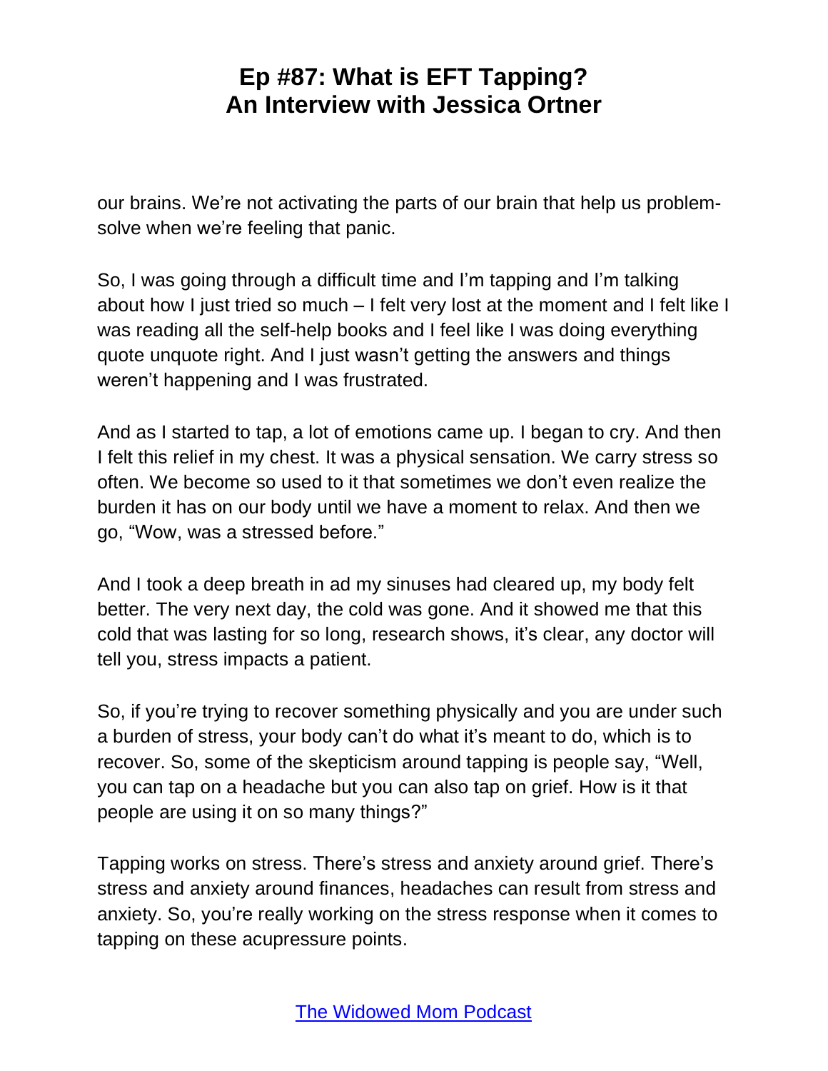our brains. We're not activating the parts of our brain that help us problem-solve when we're feeling that panic.

So, I was going through a difficult time and I'm tapping and I'm talking about how I just tried so much – I felt very lost at the moment and I felt like I was reading all the self-help books and I feel like I was doing everything quote unquote right. And I just wasn't getting the answers and things weren't happening and I was frustrated.

And as I started to tap, a lot of emotions came up. I began to cry. And then I felt this relief in my chest. It was a physical sensation. We carry stress so often. We become so used to it that sometimes we don't even realize the burden it has on our body until we have a moment to relax. And then we go, "Wow, was a stressed before."

And I took a deep breath in ad my sinuses had cleared up, my body felt better. The very next day, the cold was gone. And it showed me that this cold that was lasting for so long, research shows, it's clear, any doctor will tell you, stress impacts a patient.

So, if you're trying to recover something physically and you are under such a burden of stress, your body can't do what it's meant to do, which is to recover. So, some of the skepticism around tapping is people say, "Well, you can tap on a headache but you can also tap on grief. How is it that people are using it on so many things?"

Tapping works on stress. There's stress and anxiety around grief. There's stress and anxiety around finances, headaches can result from stress and anxiety. So, you're really working on the stress response when it comes to tapping on these acupressure points.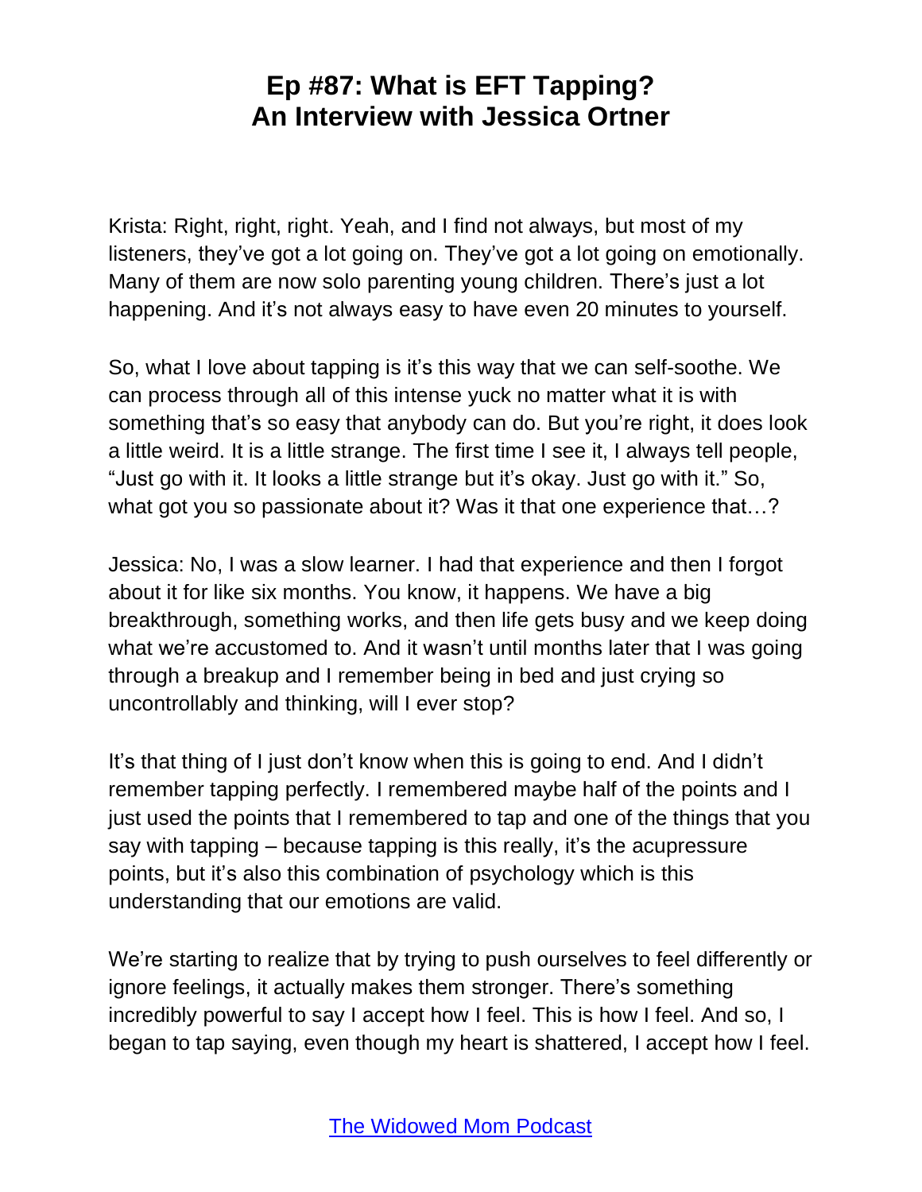Krista: Right, right, right. Yeah, and I find not always, but most of my listeners, they've got a lot going on. They've got a lot going on emotionally. Many of them are now solo parenting young children. There's just a lot happening. And it's not always easy to have even 20 minutes to yourself.

So, what I love about tapping is it's this way that we can self-soothe. We can process through all of this intense yuck no matter what it is with something that's so easy that anybody can do. But you're right, it does look a little weird. It is a little strange. The first time I see it, I always tell people, "Just go with it. It looks a little strange but it's okay. Just go with it." So, what got you so passionate about it? Was it that one experience that…?

Jessica: No, I was a slow learner. I had that experience and then I forgot about it for like six months. You know, it happens. We have a big breakthrough, something works, and then life gets busy and we keep doing what we're accustomed to. And it wasn't until months later that I was going through a breakup and I remember being in bed and just crying so uncontrollably and thinking, will I ever stop?

It's that thing of I just don't know when this is going to end. And I didn't remember tapping perfectly. I remembered maybe half of the points and I just used the points that I remembered to tap and one of the things that you say with tapping – because tapping is this really, it's the acupressure points, but it's also this combination of psychology which is this understanding that our emotions are valid.

We're starting to realize that by trying to push ourselves to feel differently or ignore feelings, it actually makes them stronger. There's something incredibly powerful to say I accept how I feel. This is how I feel. And so, I began to tap saying, even though my heart is shattered, I accept how I feel.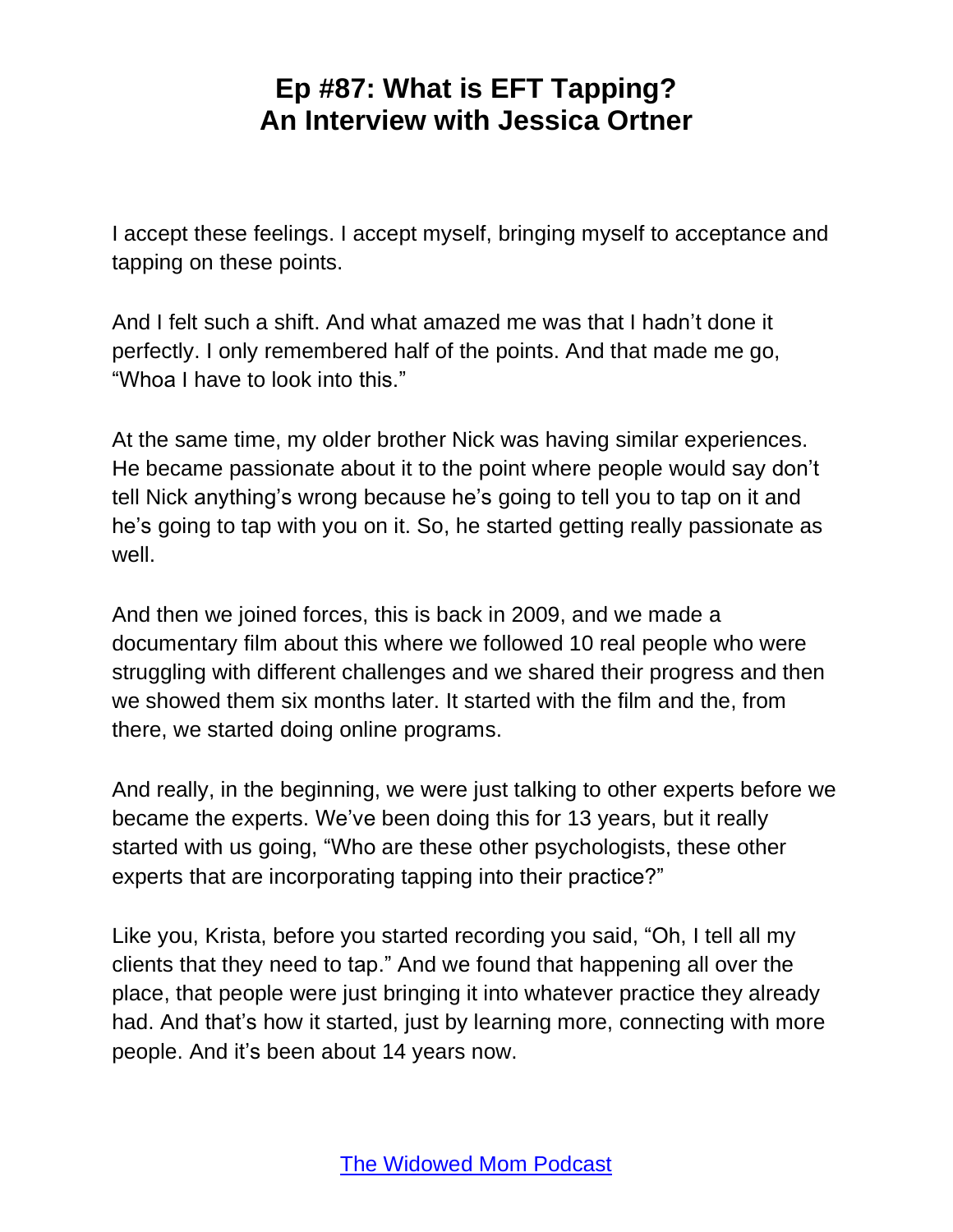I accept these feelings. I accept myself, bringing myself to acceptance and tapping on these points.

And I felt such a shift. And what amazed me was that I hadn't done it perfectly. I only remembered half of the points. And that made me go, "Whoa I have to look into this."

At the same time, my older brother Nick was having similar experiences. He became passionate about it to the point where people would say don't tell Nick anything's wrong because he's going to tell you to tap on it and he's going to tap with you on it. So, he started getting really passionate as well.

And then we joined forces, this is back in 2009, and we made a documentary film about this where we followed 10 real people who were struggling with different challenges and we shared their progress and then we showed them six months later. It started with the film and the, from there, we started doing online programs.

And really, in the beginning, we were just talking to other experts before we became the experts. We've been doing this for 13 years, but it really started with us going, "Who are these other psychologists, these other experts that are incorporating tapping into their practice?"

Like you, Krista, before you started recording you said, "Oh, I tell all my clients that they need to tap." And we found that happening all over the place, that people were just bringing it into whatever practice they already had. And that's how it started, just by learning more, connecting with more people. And it's been about 14 years now.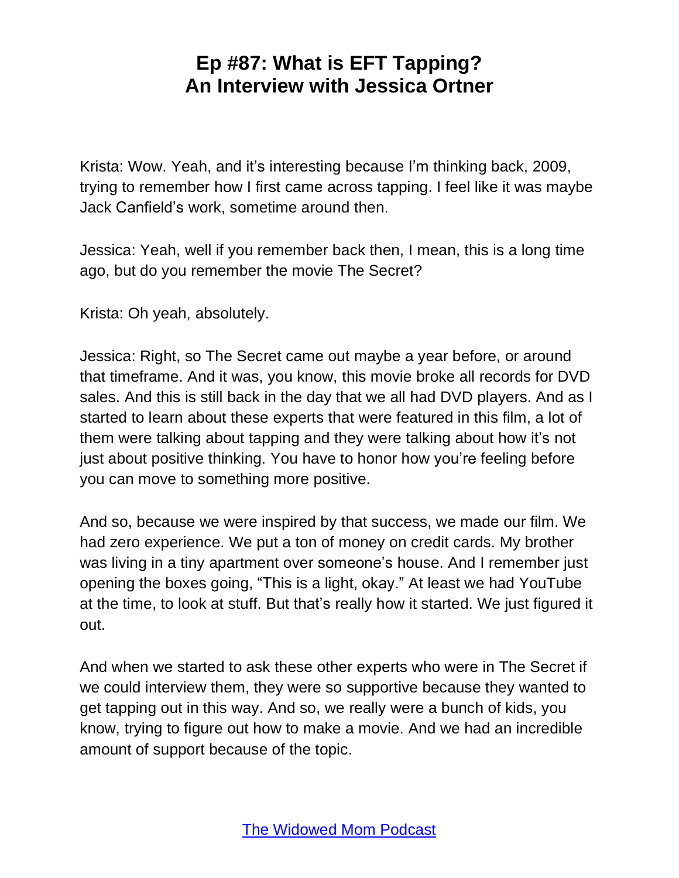Krista: Wow. Yeah, and it's interesting because I'm thinking back, 2009, trying to remember how I first came across tapping. I feel like it was maybe Jack Canfield's work, sometime around then.

Jessica: Yeah, well if you remember back then, I mean, this is a long time ago, but do you remember the movie The Secret?

Krista: Oh yeah, absolutely.

Jessica: Right, so The Secret came out maybe a year before, or around that timeframe. And it was, you know, this movie broke all records for DVD sales. And this is still back in the day that we all had DVD players. And as I started to learn about these experts that were featured in this film, a lot of them were talking about tapping and they were talking about how it's not just about positive thinking. You have to honor how you're feeling before you can move to something more positive.

And so, because we were inspired by that success, we made our film. We had zero experience. We put a ton of money on credit cards. My brother was living in a tiny apartment over someone's house. And I remember just opening the boxes going, "This is a light, okay." At least we had YouTube at the time, to look at stuff. But that's really how it started. We just figured it out.

And when we started to ask these other experts who were in The Secret if we could interview them, they were so supportive because they wanted to get tapping out in this way. And so, we really were a bunch of kids, you know, trying to figure out how to make a movie. And we had an incredible amount of support because of the topic.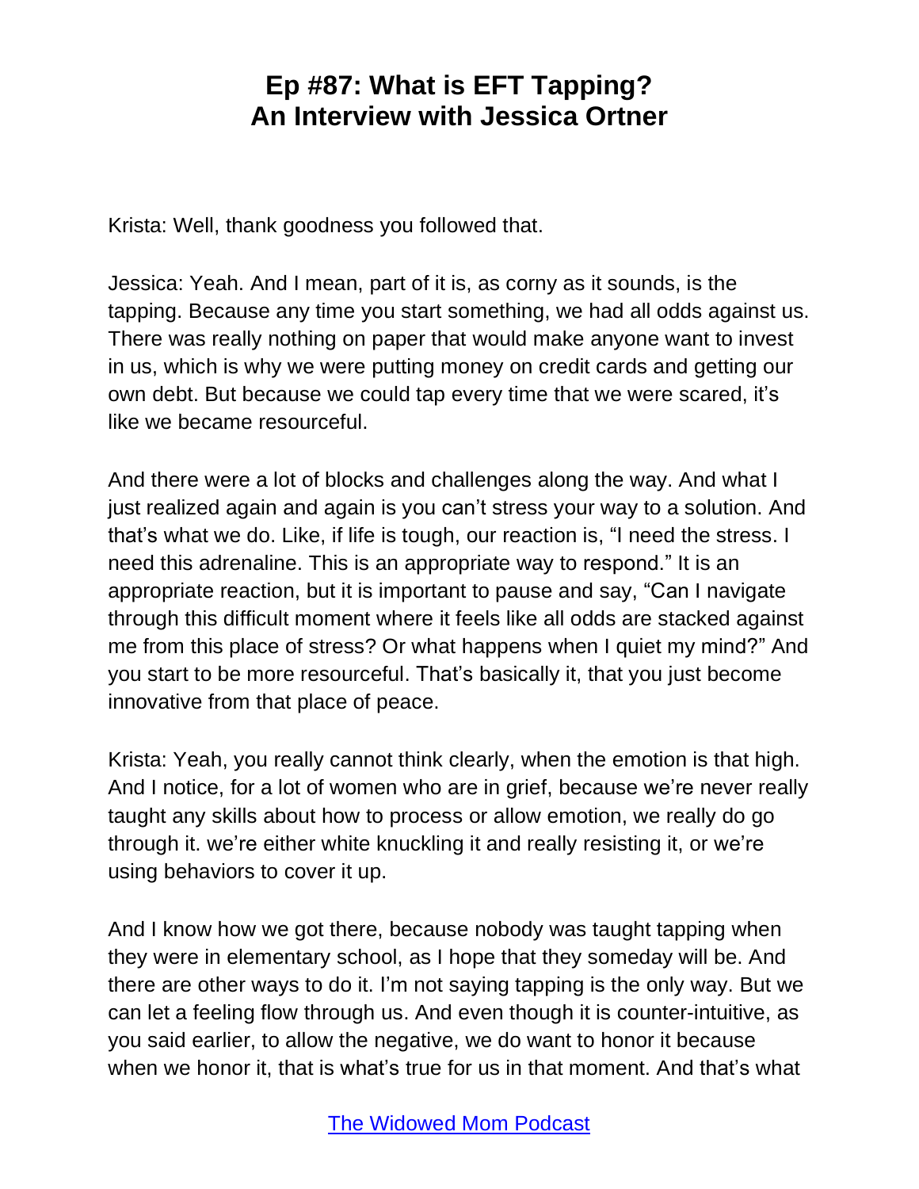Krista: Well, thank goodness you followed that.

Jessica: Yeah. And I mean, part of it is, as corny as it sounds, is the tapping. Because any time you start something, we had all odds against us. There was really nothing on paper that would make anyone want to invest in us, which is why we were putting money on credit cards and getting our own debt. But because we could tap every time that we were scared, it's like we became resourceful.

And there were a lot of blocks and challenges along the way. And what I just realized again and again is you can't stress your way to a solution. And that's what we do. Like, if life is tough, our reaction is, "I need the stress. I need this adrenaline. This is an appropriate way to respond." It is an appropriate reaction, but it is important to pause and say, "Can I navigate through this difficult moment where it feels like all odds are stacked against me from this place of stress? Or what happens when I quiet my mind?" And you start to be more resourceful. That's basically it, that you just become innovative from that place of peace.

Krista: Yeah, you really cannot think clearly, when the emotion is that high. And I notice, for a lot of women who are in grief, because we're never really taught any skills about how to process or allow emotion, we really do go through it. we're either white knuckling it and really resisting it, or we're using behaviors to cover it up.

And I know how we got there, because nobody was taught tapping when they were in elementary school, as I hope that they someday will be. And there are other ways to do it. I'm not saying tapping is the only way. But we can let a feeling flow through us. And even though it is counter-intuitive, as you said earlier, to allow the negative, we do want to honor it because when we honor it, that is what's true for us in that moment. And that's what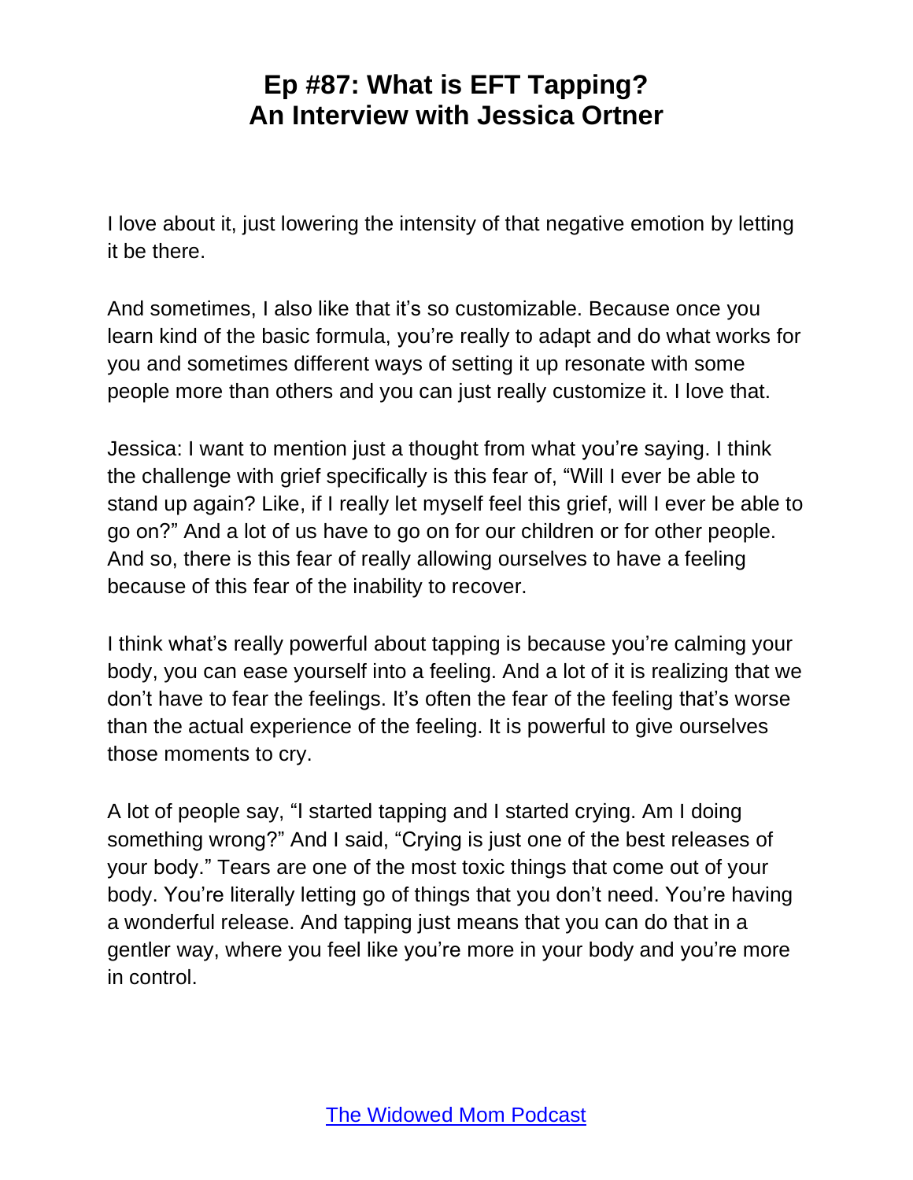I love about it, just lowering the intensity of that negative emotion by letting it be there.

And sometimes, I also like that it's so customizable. Because once you learn kind of the basic formula, you're really to adapt and do what works for you and sometimes different ways of setting it up resonate with some people more than others and you can just really customize it. I love that.

Jessica: I want to mention just a thought from what you're saying. I think the challenge with grief specifically is this fear of, "Will I ever be able to stand up again? Like, if I really let myself feel this grief, will I ever be able to go on?" And a lot of us have to go on for our children or for other people. And so, there is this fear of really allowing ourselves to have a feeling because of this fear of the inability to recover.

I think what's really powerful about tapping is because you're calming your body, you can ease yourself into a feeling. And a lot of it is realizing that we don't have to fear the feelings. It's often the fear of the feeling that's worse than the actual experience of the feeling. It is powerful to give ourselves those moments to cry.

A lot of people say, "I started tapping and I started crying. Am I doing something wrong?" And I said, "Crying is just one of the best releases of your body." Tears are one of the most toxic things that come out of your body. You're literally letting go of things that you don't need. You're having a wonderful release. And tapping just means that you can do that in a gentler way, where you feel like you're more in your body and you're more in control.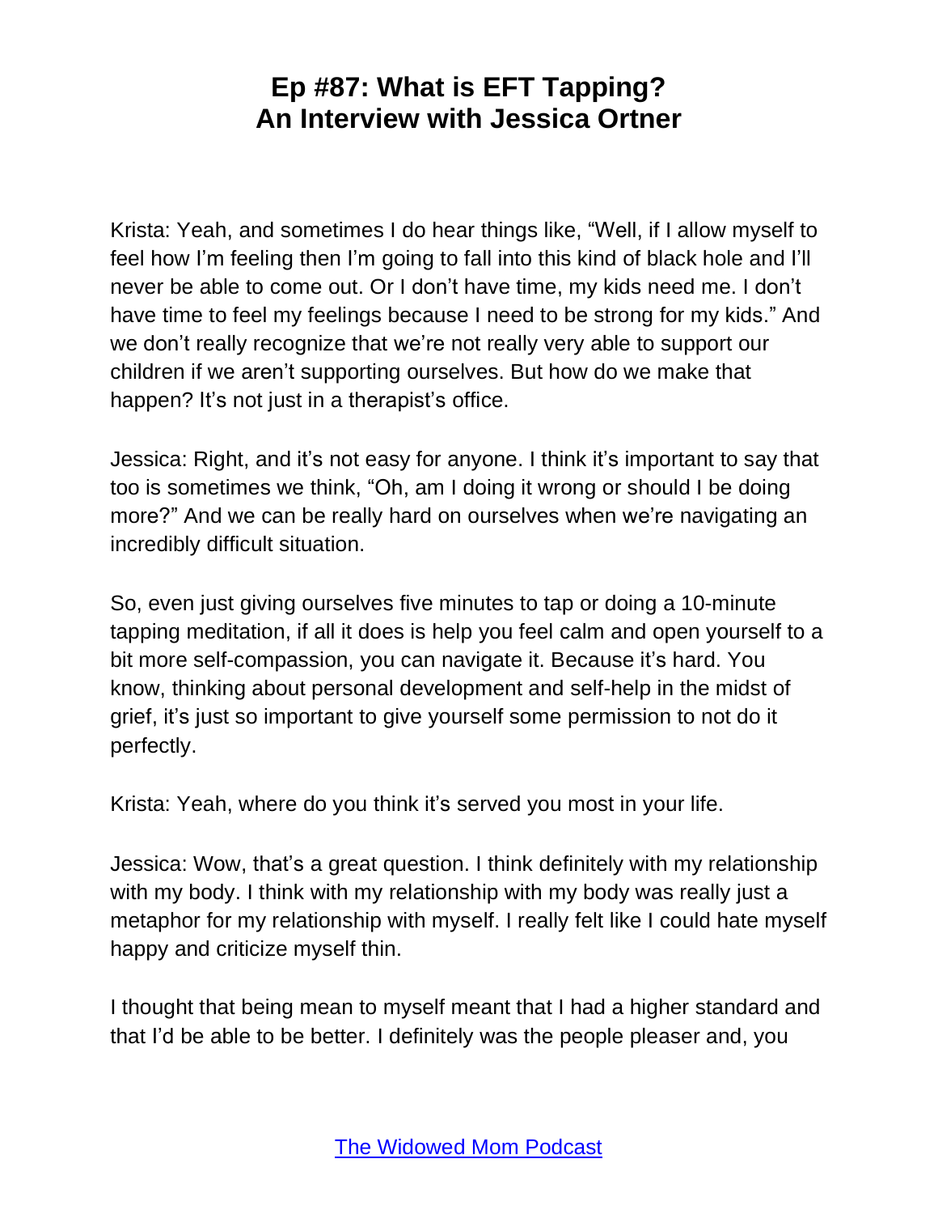Krista: Yeah, and sometimes I do hear things like, “Well, if I allow myself to feel how I’m feeling then I’m going to fall into this kind of black hole and I’ll never be able to come out. Or I don’t have time, my kids need me. I don’t have time to feel my feelings because I need to be strong for my kids.” And we don’t really recognize that we’re not really very able to support our children if we aren’t supporting ourselves. But how do we make that happen? It’s not just in a therapist’s office.

Jessica: Right, and it’s not easy for anyone. I think it’s important to say that too is sometimes we think, “Oh, am I doing it wrong or should I be doing more?” And we can be really hard on ourselves when we’re navigating an incredibly difficult situation.

So, even just giving ourselves five minutes to tap or doing a 10-minute tapping meditation, if all it does is help you feel calm and open yourself to a bit more self-compassion, you can navigate it. Because it’s hard. You know, thinking about personal development and self-help in the midst of grief, it’s just so important to give yourself some permission to not do it perfectly.

Krista: Yeah, where do you think it’s served you most in your life.

Jessica: Wow, that’s a great question. I think definitely with my relationship with my body. I think with my relationship with my body was really just a metaphor for my relationship with myself. I really felt like I could hate myself happy and criticize myself thin.

I thought that being mean to myself meant that I had a higher standard and that I’d be able to be better. I definitely was the people pleaser and, you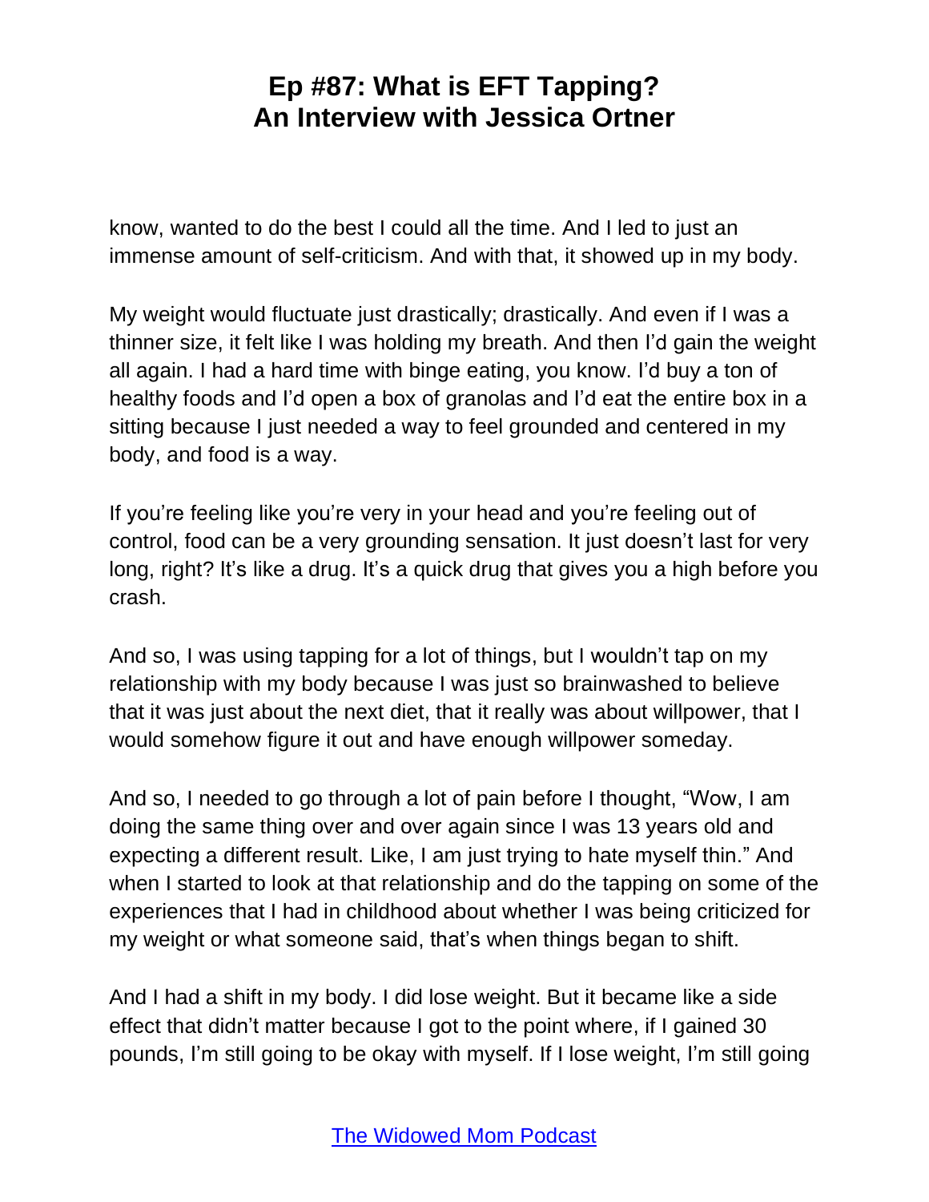know, wanted to do the best I could all the time. And I led to just an immense amount of self-criticism. And with that, it showed up in my body.

My weight would fluctuate just drastically; drastically. And even if I was a thinner size, it felt like I was holding my breath. And then I'd gain the weight all again. I had a hard time with binge eating, you know. I'd buy a ton of healthy foods and I'd open a box of granolas and I'd eat the entire box in a sitting because I just needed a way to feel grounded and centered in my body, and food is a way.

If you're feeling like you're very in your head and you're feeling out of control, food can be a very grounding sensation. It just doesn't last for very long, right? It's like a drug. It's a quick drug that gives you a high before you crash.

And so, I was using tapping for a lot of things, but I wouldn't tap on my relationship with my body because I was just so brainwashed to believe that it was just about the next diet, that it really was about willpower, that I would somehow figure it out and have enough willpower someday.

And so, I needed to go through a lot of pain before I thought, "Wow, I am doing the same thing over and over again since I was 13 years old and expecting a different result. Like, I am just trying to hate myself thin." And when I started to look at that relationship and do the tapping on some of the experiences that I had in childhood about whether I was being criticized for my weight or what someone said, that's when things began to shift.

And I had a shift in my body. I did lose weight. But it became like a side effect that didn't matter because I got to the point where, if I gained 30 pounds, I'm still going to be okay with myself. If I lose weight, I'm still going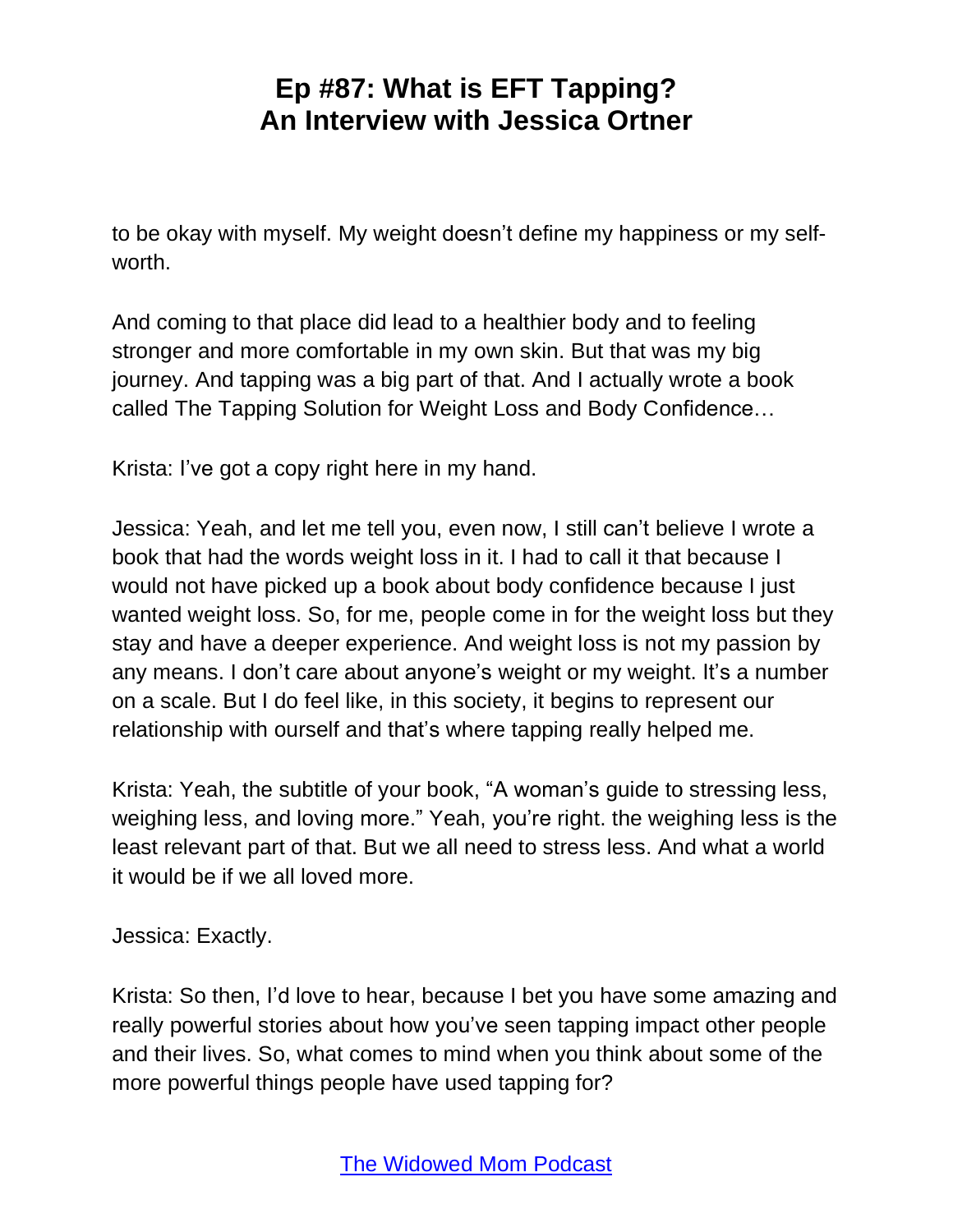to be okay with myself. My weight doesn't define my happiness or my self-worth.

And coming to that place did lead to a healthier body and to feeling stronger and more comfortable in my own skin. But that was my big journey. And tapping was a big part of that. And I actually wrote a book called The Tapping Solution for Weight Loss and Body Confidence…

Krista: I've got a copy right here in my hand.

Jessica: Yeah, and let me tell you, even now, I still can't believe I wrote a book that had the words weight loss in it. I had to call it that because I would not have picked up a book about body confidence because I just wanted weight loss. So, for me, people come in for the weight loss but they stay and have a deeper experience. And weight loss is not my passion by any means. I don't care about anyone's weight or my weight. It's a number on a scale. But I do feel like, in this society, it begins to represent our relationship with ourself and that's where tapping really helped me.

Krista: Yeah, the subtitle of your book, "A woman's guide to stressing less, weighing less, and loving more." Yeah, you're right. the weighing less is the least relevant part of that. But we all need to stress less. And what a world it would be if we all loved more.

Jessica: Exactly.

Krista: So then, I'd love to hear, because I bet you have some amazing and really powerful stories about how you've seen tapping impact other people and their lives. So, what comes to mind when you think about some of the more powerful things people have used tapping for?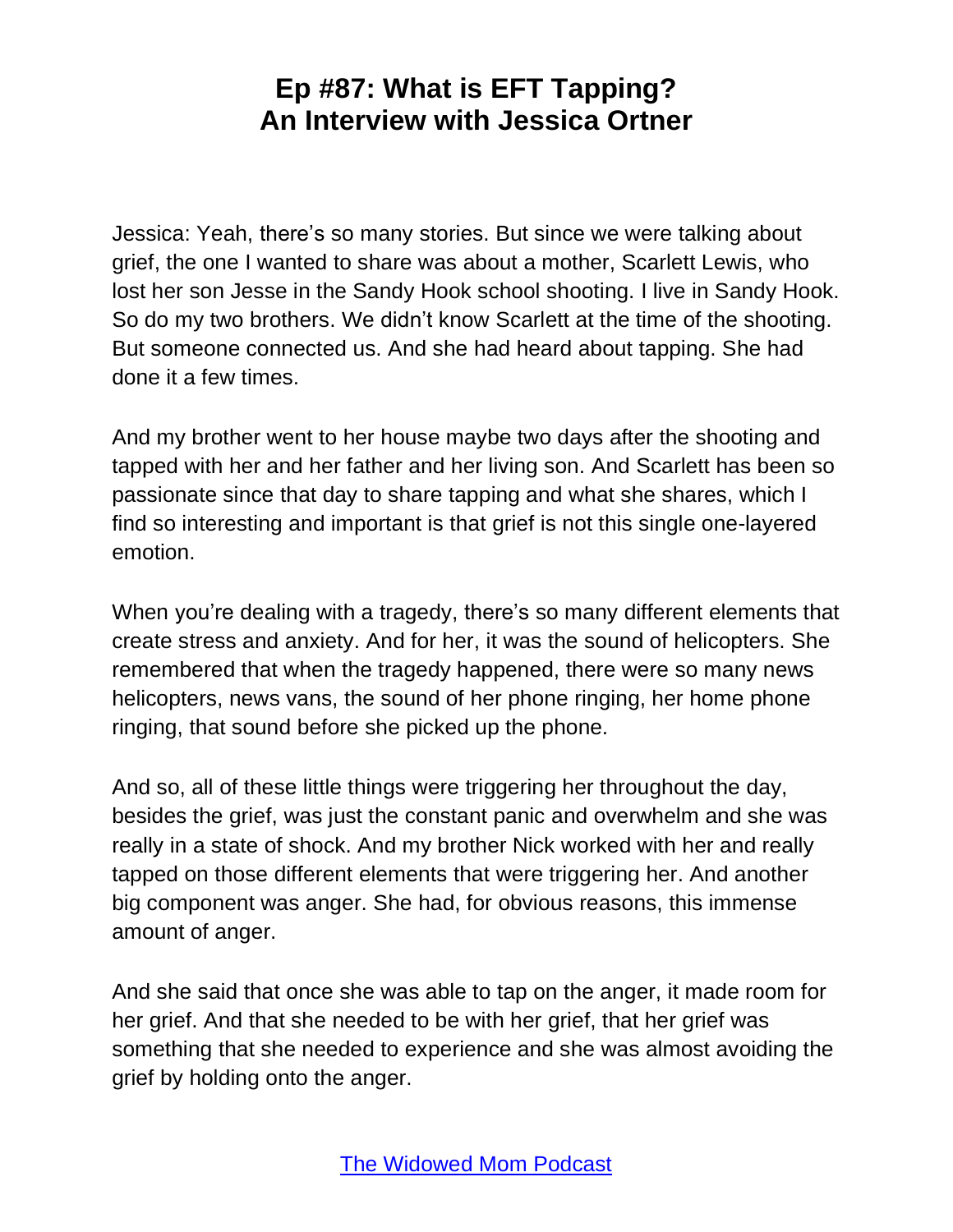Jessica: Yeah, there's so many stories. But since we were talking about grief, the one I wanted to share was about a mother, Scarlett Lewis, who lost her son Jesse in the Sandy Hook school shooting. I live in Sandy Hook. So do my two brothers. We didn't know Scarlett at the time of the shooting. But someone connected us. And she had heard about tapping. She had done it a few times.

And my brother went to her house maybe two days after the shooting and tapped with her and her father and her living son. And Scarlett has been so passionate since that day to share tapping and what she shares, which I find so interesting and important is that grief is not this single one-layered emotion.

When you're dealing with a tragedy, there's so many different elements that create stress and anxiety. And for her, it was the sound of helicopters. She remembered that when the tragedy happened, there were so many news helicopters, news vans, the sound of her phone ringing, her home phone ringing, that sound before she picked up the phone.

And so, all of these little things were triggering her throughout the day, besides the grief, was just the constant panic and overwhelm and she was really in a state of shock. And my brother Nick worked with her and really tapped on those different elements that were triggering her. And another big component was anger. She had, for obvious reasons, this immense amount of anger.

And she said that once she was able to tap on the anger, it made room for her grief. And that she needed to be with her grief, that her grief was something that she needed to experience and she was almost avoiding the grief by holding onto the anger.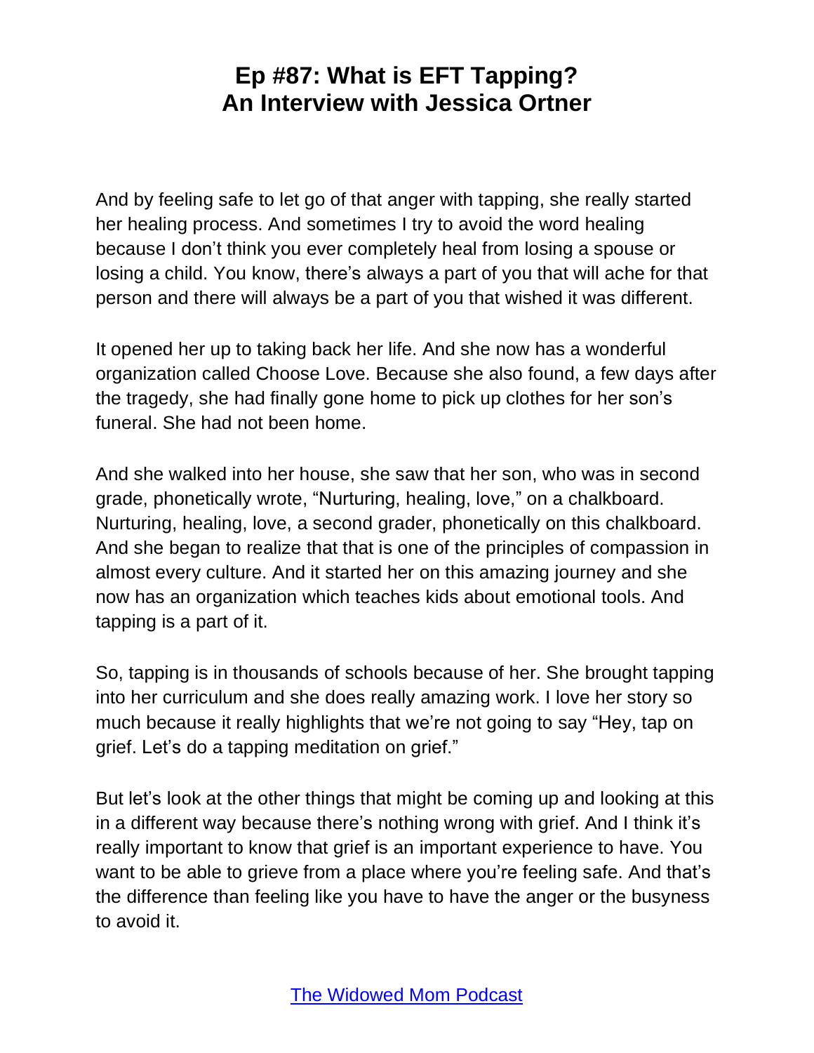And by feeling safe to let go of that anger with tapping, she really started her healing process. And sometimes I try to avoid the word healing because I don't think you ever completely heal from losing a spouse or losing a child. You know, there's always a part of you that will ache for that person and there will always be a part of you that wished it was different.

It opened her up to taking back her life. And she now has a wonderful organization called Choose Love. Because she also found, a few days after the tragedy, she had finally gone home to pick up clothes for her son's funeral. She had not been home.

And she walked into her house, she saw that her son, who was in second grade, phonetically wrote, "Nurturing, healing, love," on a chalkboard. Nurturing, healing, love, a second grader, phonetically on this chalkboard. And she began to realize that that is one of the principles of compassion in almost every culture. And it started her on this amazing journey and she now has an organization which teaches kids about emotional tools. And tapping is a part of it.

So, tapping is in thousands of schools because of her. She brought tapping into her curriculum and she does really amazing work. I love her story so much because it really highlights that we're not going to say "Hey, tap on grief. Let's do a tapping meditation on grief."

But let's look at the other things that might be coming up and looking at this in a different way because there's nothing wrong with grief. And I think it's really important to know that grief is an important experience to have. You want to be able to grieve from a place where you're feeling safe. And that's the difference than feeling like you have to have the anger or the busyness to avoid it.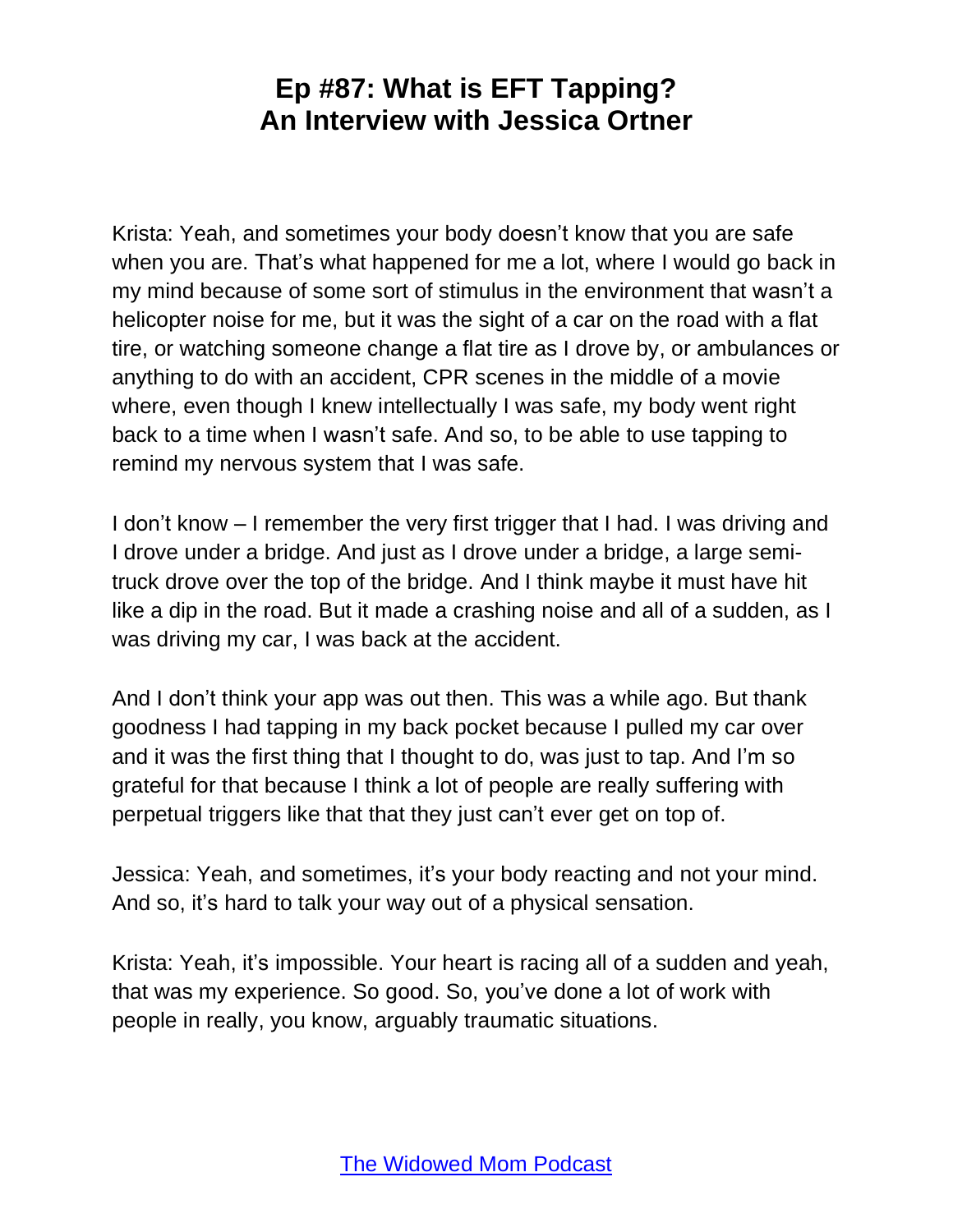Krista: Yeah, and sometimes your body doesn't know that you are safe when you are. That's what happened for me a lot, where I would go back in my mind because of some sort of stimulus in the environment that wasn't a helicopter noise for me, but it was the sight of a car on the road with a flat tire, or watching someone change a flat tire as I drove by, or ambulances or anything to do with an accident, CPR scenes in the middle of a movie where, even though I knew intellectually I was safe, my body went right back to a time when I wasn't safe. And so, to be able to use tapping to remind my nervous system that I was safe.

I don't know – I remember the very first trigger that I had. I was driving and I drove under a bridge. And just as I drove under a bridge, a large semi-truck drove over the top of the bridge. And I think maybe it must have hit like a dip in the road. But it made a crashing noise and all of a sudden, as I was driving my car, I was back at the accident.

And I don't think your app was out then. This was a while ago. But thank goodness I had tapping in my back pocket because I pulled my car over and it was the first thing that I thought to do, was just to tap. And I'm so grateful for that because I think a lot of people are really suffering with perpetual triggers like that that they just can't ever get on top of.

Jessica: Yeah, and sometimes, it's your body reacting and not your mind. And so, it's hard to talk your way out of a physical sensation.

Krista: Yeah, it's impossible. Your heart is racing all of a sudden and yeah, that was my experience. So good. So, you've done a lot of work with people in really, you know, arguably traumatic situations.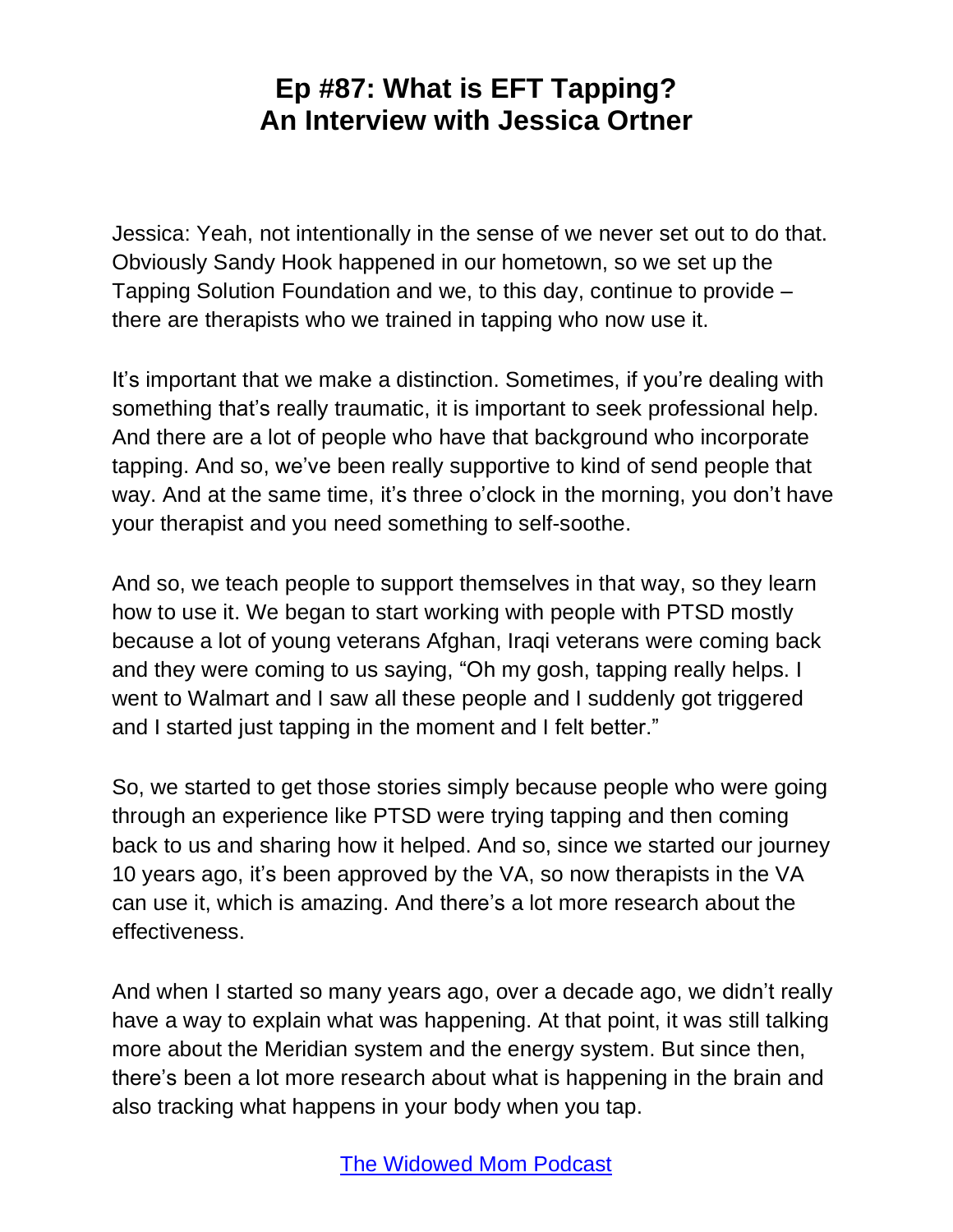Jessica: Yeah, not intentionally in the sense of we never set out to do that. Obviously Sandy Hook happened in our hometown, so we set up the Tapping Solution Foundation and we, to this day, continue to provide – there are therapists who we trained in tapping who now use it.

It's important that we make a distinction. Sometimes, if you're dealing with something that's really traumatic, it is important to seek professional help. And there are a lot of people who have that background who incorporate tapping. And so, we've been really supportive to kind of send people that way. And at the same time, it's three o'clock in the morning, you don't have your therapist and you need something to self-soothe.

And so, we teach people to support themselves in that way, so they learn how to use it. We began to start working with people with PTSD mostly because a lot of young veterans Afghan, Iraqi veterans were coming back and they were coming to us saying, "Oh my gosh, tapping really helps. I went to Walmart and I saw all these people and I suddenly got triggered and I started just tapping in the moment and I felt better."

So, we started to get those stories simply because people who were going through an experience like PTSD were trying tapping and then coming back to us and sharing how it helped. And so, since we started our journey 10 years ago, it's been approved by the VA, so now therapists in the VA can use it, which is amazing. And there's a lot more research about the effectiveness.

And when I started so many years ago, over a decade ago, we didn't really have a way to explain what was happening. At that point, it was still talking more about the Meridian system and the energy system. But since then, there's been a lot more research about what is happening in the brain and also tracking what happens in your body when you tap.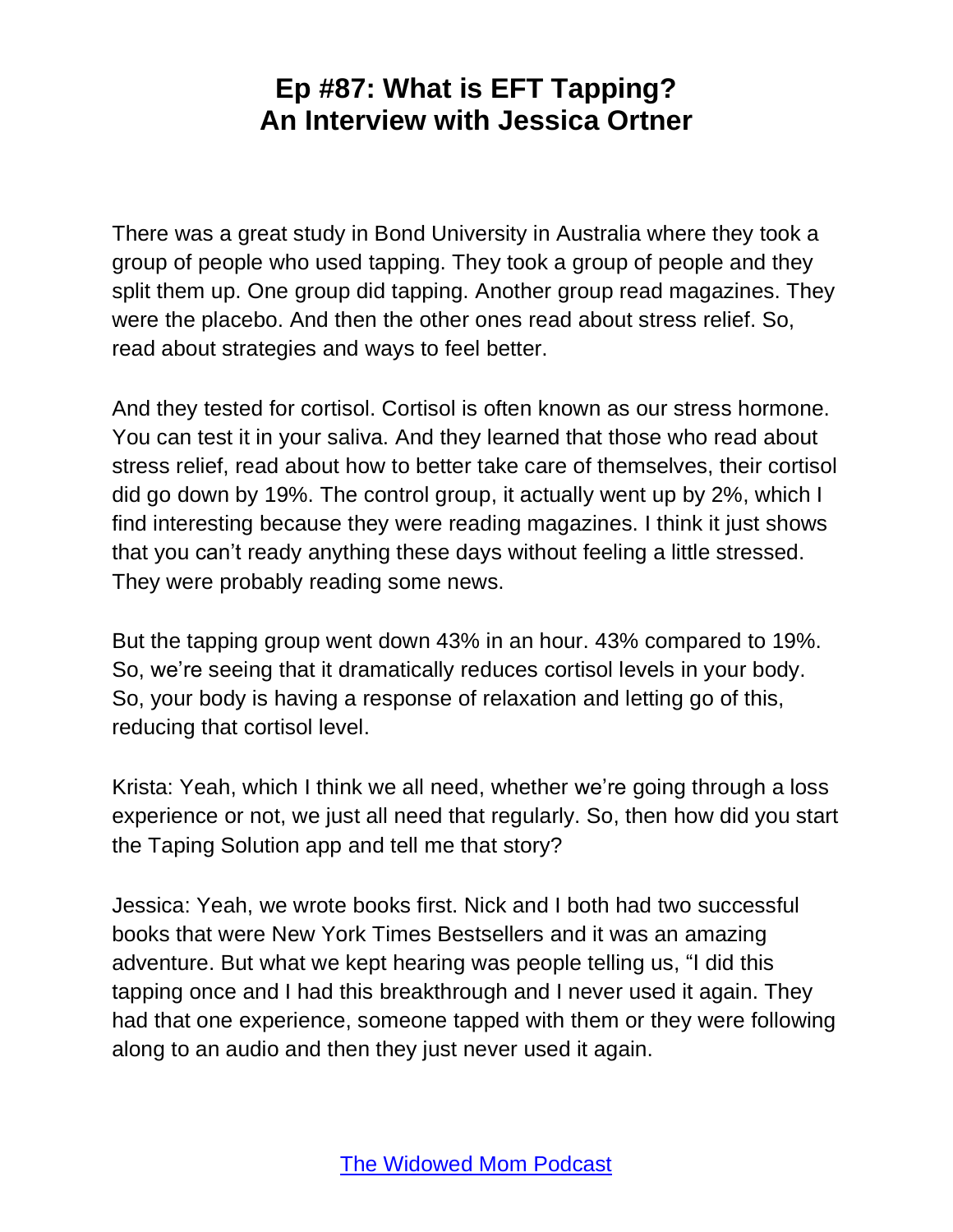# Ep #87: What is EFT Tapping? An Interview with Jessica Ortner

There was a great study in Bond University in Australia where they took a group of people who used tapping. They took a group of people and they split them up. One group did tapping. Another group read magazines. They were the placebo. And then the other ones read about stress relief. So, read about strategies and ways to feel better.

And they tested for cortisol. Cortisol is often known as our stress hormone. You can test it in your saliva. And they learned that those who read about stress relief, read about how to better take care of themselves, their cortisol did go down by 19%. The control group, it actually went up by 2%, which I find interesting because they were reading magazines. I think it just shows that you can't ready anything these days without feeling a little stressed. They were probably reading some news.

But the tapping group went down 43% in an hour. 43% compared to 19%. So, we're seeing that it dramatically reduces cortisol levels in your body. So, your body is having a response of relaxation and letting go of this, reducing that cortisol level.

Krista: Yeah, which I think we all need, whether we're going through a loss experience or not, we just all need that regularly. So, then how did you start the Taping Solution app and tell me that story?

Jessica: Yeah, we wrote books first. Nick and I both had two successful books that were New York Times Bestsellers and it was an amazing adventure. But what we kept hearing was people telling us, "I did this tapping once and I had this breakthrough and I never used it again. They had that one experience, someone tapped with them or they were following along to an audio and then they just never used it again.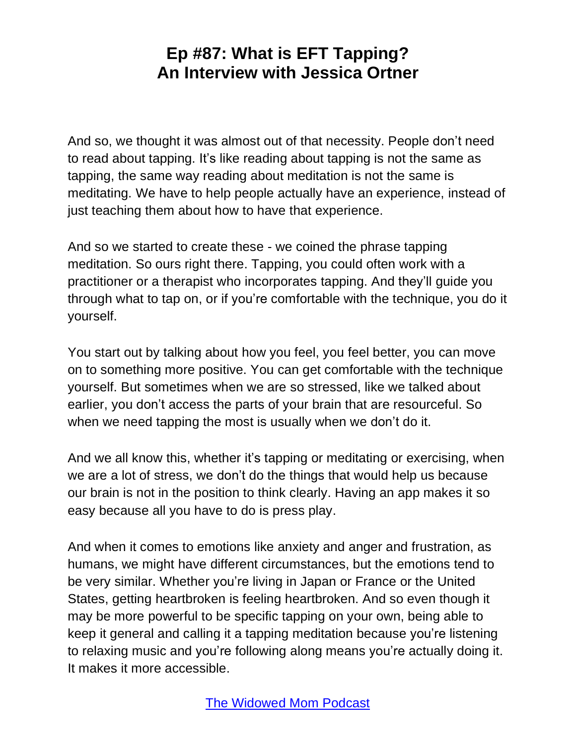And so, we thought it was almost out of that necessity. People don't need to read about tapping. It's like reading about tapping is not the same as tapping, the same way reading about meditation is not the same is meditating. We have to help people actually have an experience, instead of just teaching them about how to have that experience.

And so we started to create these - we coined the phrase tapping meditation. So ours right there. Tapping, you could often work with a practitioner or a therapist who incorporates tapping. And they'll guide you through what to tap on, or if you're comfortable with the technique, you do it yourself.

You start out by talking about how you feel, you feel better, you can move on to something more positive. You can get comfortable with the technique yourself. But sometimes when we are so stressed, like we talked about earlier, you don't access the parts of your brain that are resourceful. So when we need tapping the most is usually when we don't do it.

And we all know this, whether it's tapping or meditating or exercising, when we are a lot of stress, we don't do the things that would help us because our brain is not in the position to think clearly. Having an app makes it so easy because all you have to do is press play.

And when it comes to emotions like anxiety and anger and frustration, as humans, we might have different circumstances, but the emotions tend to be very similar. Whether you're living in Japan or France or the United States, getting heartbroken is feeling heartbroken. And so even though it may be more powerful to be specific tapping on your own, being able to keep it general and calling it a tapping meditation because you're listening to relaxing music and you're following along means you're actually doing it. It makes it more accessible.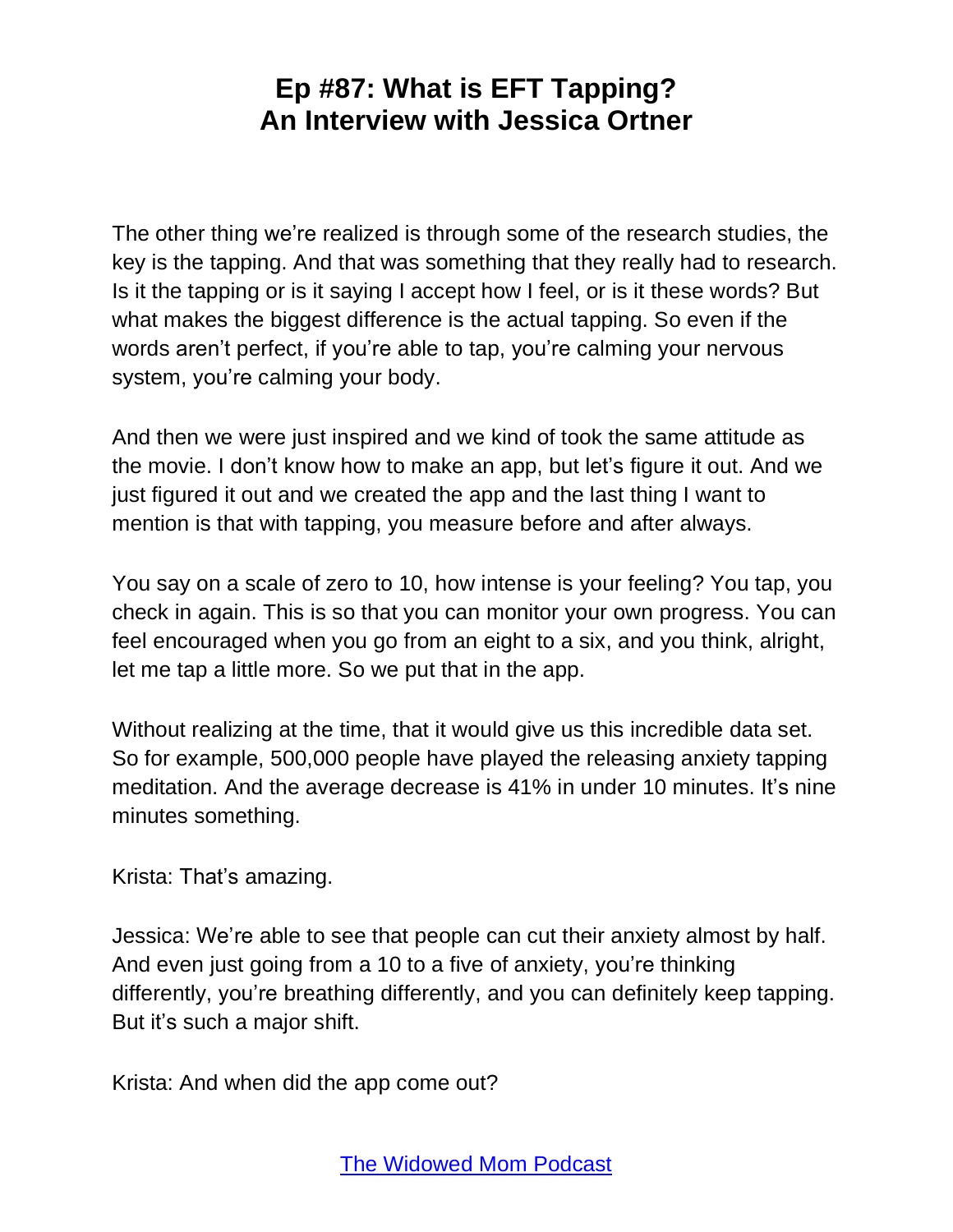The other thing we're realized is through some of the research studies, the key is the tapping. And that was something that they really had to research. Is it the tapping or is it saying I accept how I feel, or is it these words? But what makes the biggest difference is the actual tapping. So even if the words aren't perfect, if you're able to tap, you're calming your nervous system, you're calming your body.

And then we were just inspired and we kind of took the same attitude as the movie. I don't know how to make an app, but let's figure it out. And we just figured it out and we created the app and the last thing I want to mention is that with tapping, you measure before and after always.

You say on a scale of zero to 10, how intense is your feeling? You tap, you check in again. This is so that you can monitor your own progress. You can feel encouraged when you go from an eight to a six, and you think, alright, let me tap a little more. So we put that in the app.

Without realizing at the time, that it would give us this incredible data set. So for example, 500,000 people have played the releasing anxiety tapping meditation. And the average decrease is 41% in under 10 minutes. It's nine minutes something.

Krista: That's amazing.

Jessica: We're able to see that people can cut their anxiety almost by half. And even just going from a 10 to a five of anxiety, you're thinking differently, you're breathing differently, and you can definitely keep tapping. But it's such a major shift.

Krista: And when did the app come out?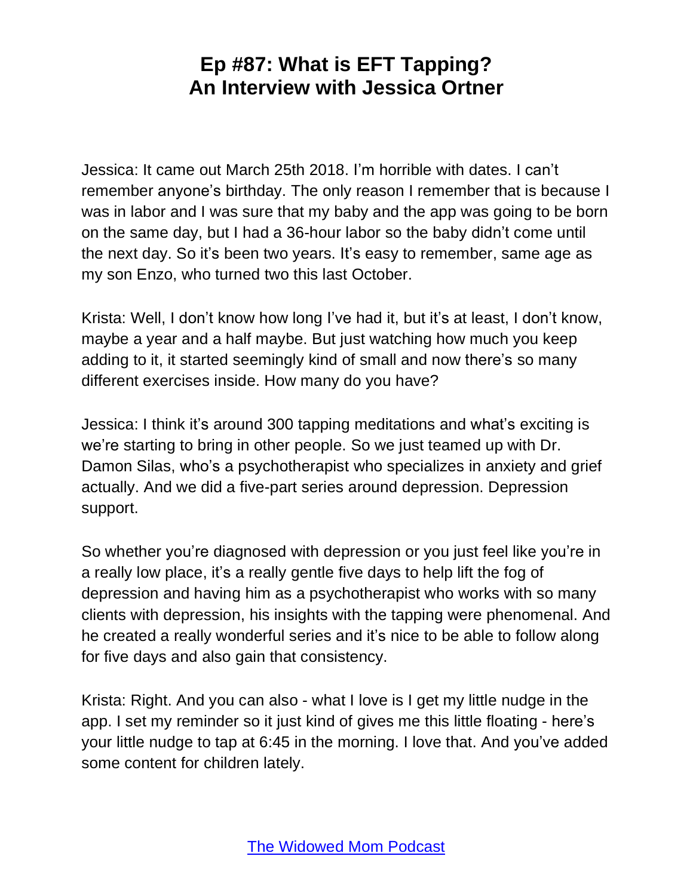# Ep #87: What is EFT Tapping? An Interview with Jessica Ortner

Jessica: It came out March 25th 2018. I'm horrible with dates. I can't remember anyone's birthday. The only reason I remember that is because I was in labor and I was sure that my baby and the app was going to be born on the same day, but I had a 36-hour labor so the baby didn't come until the next day. So it's been two years. It's easy to remember, same age as my son Enzo, who turned two this last October.

Krista: Well, I don't know how long I've had it, but it's at least, I don't know, maybe a year and a half maybe. But just watching how much you keep adding to it, it started seemingly kind of small and now there's so many different exercises inside. How many do you have?

Jessica: I think it's around 300 tapping meditations and what's exciting is we're starting to bring in other people. So we just teamed up with Dr. Damon Silas, who's a psychotherapist who specializes in anxiety and grief actually. And we did a five-part series around depression. Depression support.

So whether you're diagnosed with depression or you just feel like you're in a really low place, it's a really gentle five days to help lift the fog of depression and having him as a psychotherapist who works with so many clients with depression, his insights with the tapping were phenomenal. And he created a really wonderful series and it's nice to be able to follow along for five days and also gain that consistency.

Krista: Right. And you can also - what I love is I get my little nudge in the app. I set my reminder so it just kind of gives me this little floating - here's your little nudge to tap at 6:45 in the morning. I love that. And you've added some content for children lately.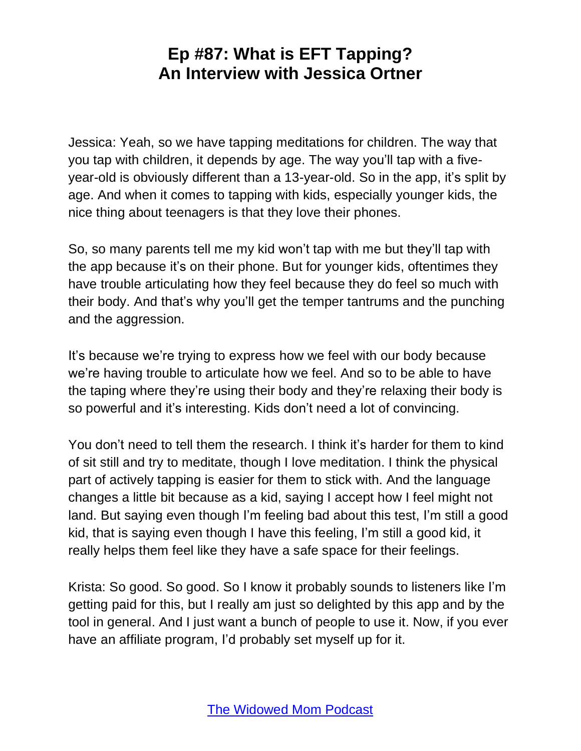Jessica: Yeah, so we have tapping meditations for children. The way that you tap with children, it depends by age. The way you'll tap with a five-year-old is obviously different than a 13-year-old. So in the app, it's split by age. And when it comes to tapping with kids, especially younger kids, the nice thing about teenagers is that they love their phones.

So, so many parents tell me my kid won't tap with me but they'll tap with the app because it's on their phone. But for younger kids, oftentimes they have trouble articulating how they feel because they do feel so much with their body. And that's why you'll get the temper tantrums and the punching and the aggression.

It's because we're trying to express how we feel with our body because we're having trouble to articulate how we feel. And so to be able to have the taping where they're using their body and they're relaxing their body is so powerful and it's interesting. Kids don't need a lot of convincing.

You don't need to tell them the research. I think it's harder for them to kind of sit still and try to meditate, though I love meditation. I think the physical part of actively tapping is easier for them to stick with. And the language changes a little bit because as a kid, saying I accept how I feel might not land. But saying even though I'm feeling bad about this test, I'm still a good kid, that is saying even though I have this feeling, I'm still a good kid, it really helps them feel like they have a safe space for their feelings.

Krista: So good. So good. So I know it probably sounds to listeners like I'm getting paid for this, but I really am just so delighted by this app and by the tool in general. And I just want a bunch of people to use it. Now, if you ever have an affiliate program, I'd probably set myself up for it.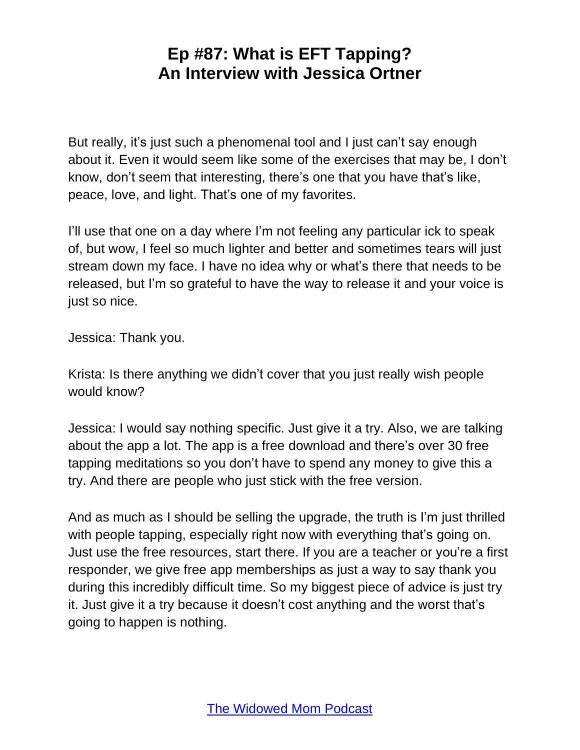But really, it's just such a phenomenal tool and I just can't say enough about it. Even it would seem like some of the exercises that may be, I don't know, don't seem that interesting, there's one that you have that's like, peace, love, and light. That's one of my favorites.

I'll use that one on a day where I'm not feeling any particular ick to speak of, but wow, I feel so much lighter and better and sometimes tears will just stream down my face. I have no idea why or what's there that needs to be released, but I'm so grateful to have the way to release it and your voice is just so nice.

Jessica: Thank you.

Krista: Is there anything we didn't cover that you just really wish people would know?

Jessica: I would say nothing specific. Just give it a try. Also, we are talking about the app a lot. The app is a free download and there's over 30 free tapping meditations so you don't have to spend any money to give this a try. And there are people who just stick with the free version.

And as much as I should be selling the upgrade, the truth is I'm just thrilled with people tapping, especially right now with everything that's going on. Just use the free resources, start there. If you are a teacher or you're a first responder, we give free app memberships as just a way to say thank you during this incredibly difficult time. So my biggest piece of advice is just try it. Just give it a try because it doesn't cost anything and the worst that's going to happen is nothing.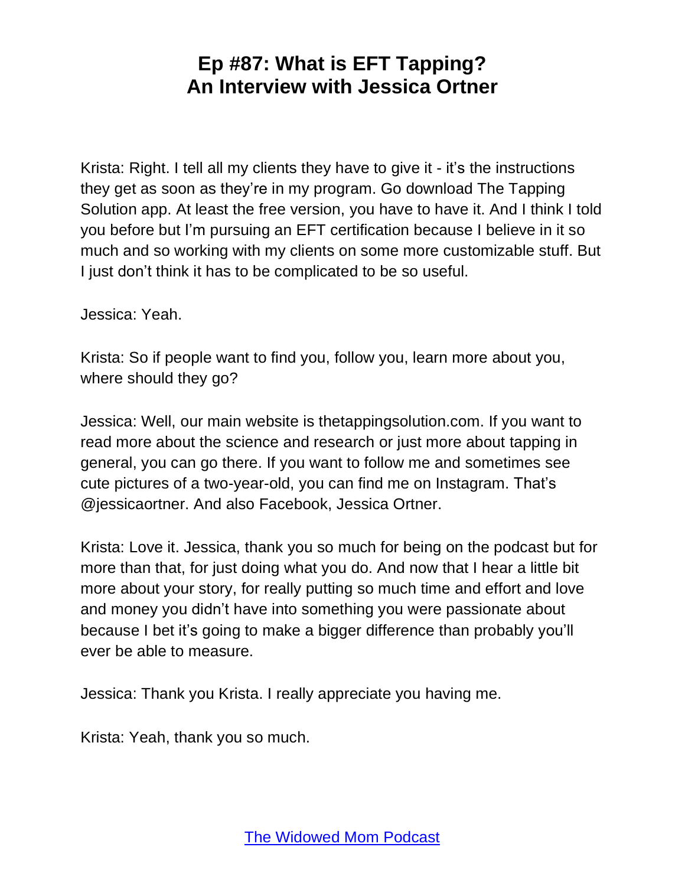Krista: Right. I tell all my clients they have to give it - it's the instructions they get as soon as they're in my program. Go download The Tapping Solution app. At least the free version, you have to have it. And I think I told you before but I'm pursuing an EFT certification because I believe in it so much and so working with my clients on some more customizable stuff. But I just don't think it has to be complicated to be so useful.

Jessica: Yeah.

Krista: So if people want to find you, follow you, learn more about you, where should they go?

Jessica: Well, our main website is thetappingsolution.com. If you want to read more about the science and research or just more about tapping in general, you can go there. If you want to follow me and sometimes see cute pictures of a two-year-old, you can find me on Instagram. That's @jessicaortner. And also Facebook, Jessica Ortner.

Krista: Love it. Jessica, thank you so much for being on the podcast but for more than that, for just doing what you do. And now that I hear a little bit more about your story, for really putting so much time and effort and love and money you didn't have into something you were passionate about because I bet it's going to make a bigger difference than probably you'll ever be able to measure.

Jessica: Thank you Krista. I really appreciate you having me.

Krista: Yeah, thank you so much.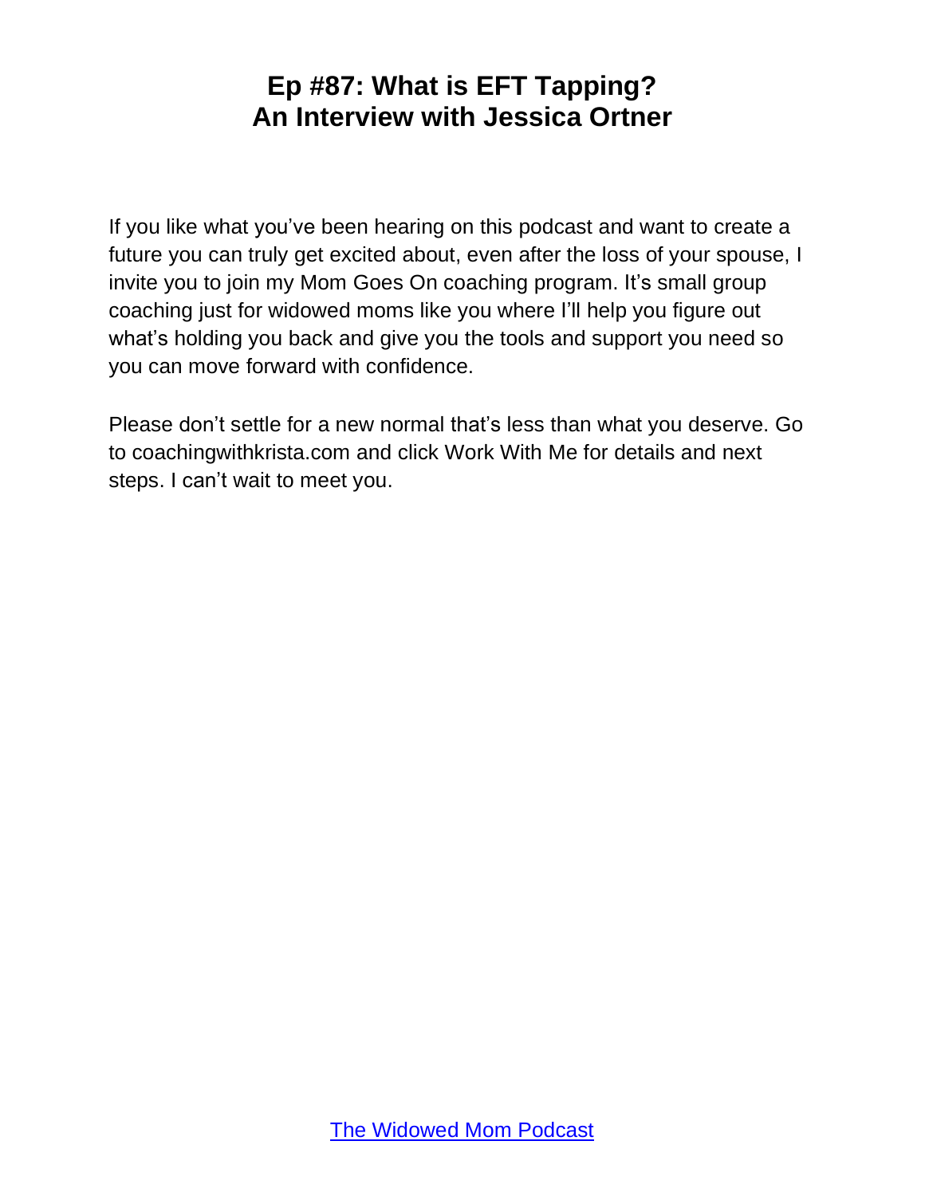# Ep #87: What is EFT Tapping? An Interview with Jessica Ortner

If you like what you've been hearing on this podcast and want to create a future you can truly get excited about, even after the loss of your spouse, I invite you to join my Mom Goes On coaching program. It's small group coaching just for widowed moms like you where I'll help you figure out what's holding you back and give you the tools and support you need so you can move forward with confidence.

Please don't settle for a new normal that's less than what you deserve. Go to coachingwithkrista.com and click Work With Me for details and next steps. I can't wait to meet you.